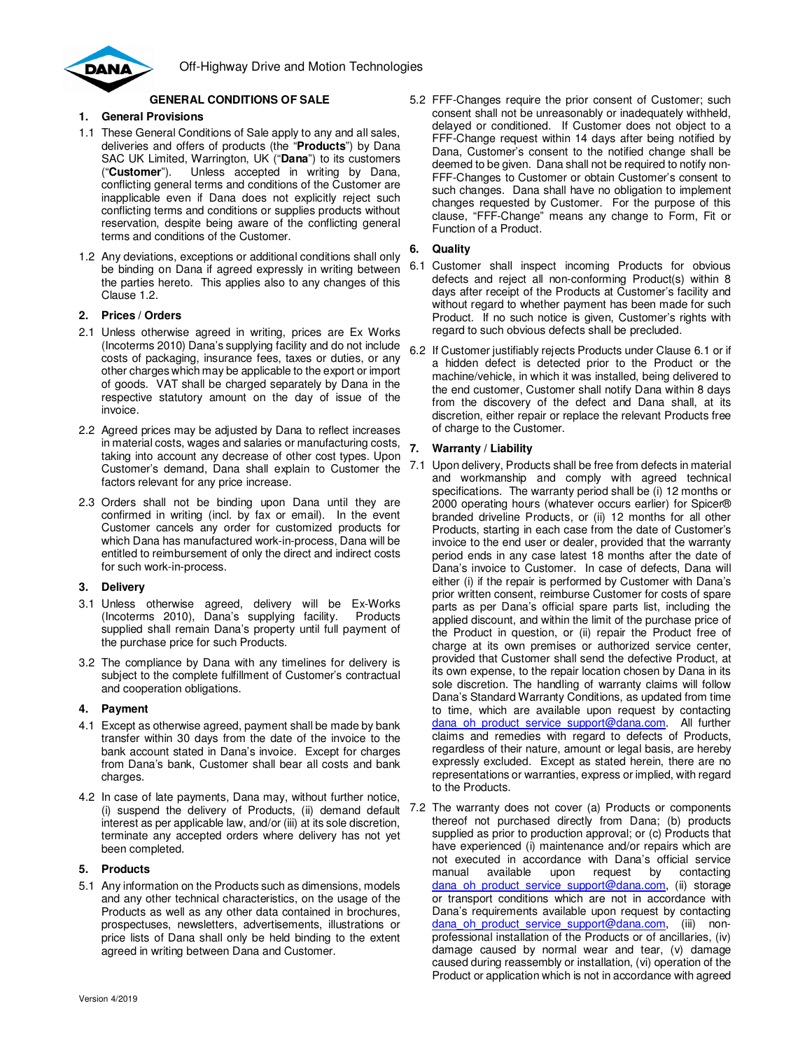Off-Highway Drive and Motion Technologies

# GENERAL CONDITIONS OF SALE

## 1. General Provisions

1.1 These General Conditions of Sale apply to any and all sales, deliveries and offers of products (the "**Products**") by Dana SAC UK Limited, Warrington, UK ("**Dana**") to its customers ("**Customer**"). Unless accepted in writing by Dana, conflicting general terms and conditions of the Customer are inapplicable even if Dana does not explicitly reject such conflicting terms and conditions or supplies products without reservation, despite being aware of the conflicting general terms and conditions of the Customer.

1.2 Any deviations, exceptions or additional conditions shall only be binding on Dana if agreed expressly in writing between the parties hereto. This applies also to any changes of this Clause 1.2.

## 2. Prices / Orders

2.1 Unless otherwise agreed in writing, prices are Ex Works (Incoterms 2010) Dana's supplying facility and do not include costs of packaging, insurance fees, taxes or duties, or any other charges which may be applicable to the export or import of goods. VAT shall be charged separately by Dana in the respective statutory amount on the day of issue of the invoice.

2.2 Agreed prices may be adjusted by Dana to reflect increases in material costs, wages and salaries or manufacturing costs, taking into account any decrease of other cost types. Upon Customer's demand, Dana shall explain to Customer the factors relevant for any price increase.

2.3 Orders shall not be binding upon Dana until they are confirmed in writing (incl. by fax or email). In the event Customer cancels any order for customized products for which Dana has manufactured work-in-process, Dana will be entitled to reimbursement of only the direct and indirect costs for such work-in-process.

## 3. Delivery

3.1 Unless otherwise agreed, delivery will be Ex-Works (Incoterms 2010), Dana's supplying facility. Products supplied shall remain Dana's property until full payment of the purchase price for such Products.

3.2 The compliance by Dana with any timelines for delivery is subject to the complete fulfillment of Customer's contractual and cooperation obligations.

## 4. Payment

4.1 Except as otherwise agreed, payment shall be made by bank transfer within 30 days from the date of the invoice to the bank account stated in Dana's invoice. Except for charges from Dana's bank, Customer shall bear all costs and bank charges.

4.2 In case of late payments, Dana may, without further notice, (i) suspend the delivery of Products, (ii) demand default interest as per applicable law, and/or (iii) at its sole discretion, terminate any accepted orders where delivery has not yet been completed.

## 5. Products

5.1 Any information on the Products such as dimensions, models and any other technical characteristics, on the usage of the Products as well as any other data contained in brochures, prospectuses, newsletters, advertisements, illustrations or price lists of Dana shall only be held binding to the extent agreed in writing between Dana and Customer.

5.2 FFF-Changes require the prior consent of Customer; such consent shall not be unreasonably or inadequately withheld, delayed or conditioned. If Customer does not object to a FFF-Change request within 14 days after being notified by Dana, Customer's consent to the notified change shall be deemed to be given. Dana shall not be required to notify non-FFF-Changes to Customer or obtain Customer's consent to such changes. Dana shall have no obligation to implement changes requested by Customer. For the purpose of this clause, "FFF-Change" means any change to Form, Fit or Function of a Product.

## 6. Quality

6.1 Customer shall inspect incoming Products for obvious defects and reject all non-conforming Product(s) within 8 days after receipt of the Products at Customer's facility and without regard to whether payment has been made for such Product. If no such notice is given, Customer's rights with regard to such obvious defects shall be precluded.

6.2 If Customer justifiably rejects Products under Clause 6.1 or if a hidden defect is detected prior to the Product or the machine/vehicle, in which it was installed, being delivered to the end customer, Customer shall notify Dana within 8 days from the discovery of the defect and Dana shall, at its discretion, either repair or replace the relevant Products free of charge to the Customer.

## 7. Warranty / Liability

7.1 Upon delivery, Products shall be free from defects in material and workmanship and comply with agreed technical specifications. The warranty period shall be (i) 12 months or 2000 operating hours (whatever occurs earlier) for Spicer® branded driveline Products, or (ii) 12 months for all other Products, starting in each case from the date of Customer's invoice to the end user or dealer, provided that the warranty period ends in any case latest 18 months after the date of Dana's invoice to Customer. In case of defects, Dana will either (i) if the repair is performed by Customer with Dana's prior written consent, reimburse Customer for costs of spare parts as per Dana's official spare parts list, including the applied discount, and within the limit of the purchase price of the Product in question, or (ii) repair the Product free of charge at its own premises or authorized service center, provided that Customer shall send the defective Product, at its own expense, to the repair location chosen by Dana in its sole discretion. The handling of warranty claims will follow Dana's Standard Warranty Conditions, as updated from time to time, which are available upon request by contacting dana_oh_product_service_support@dana.com. All further claims and remedies with regard to defects of Products, regardless of their nature, amount or legal basis, are hereby expressly excluded. Except as stated herein, there are no representations or warranties, express or implied, with regard to the Products.

7.2 The warranty does not cover (a) Products or components thereof not purchased directly from Dana; (b) products supplied as prior to production approval; or (c) Products that have experienced (i) maintenance and/or repairs which are not executed in accordance with Dana's official service manual available upon request by contacting dana_oh_product_service_support@dana.com, (ii) storage or transport conditions which are not in accordance with Dana's requirements available upon request by contacting dana_oh_product_service_support@dana.com, (iii) non-professional installation of the Products or of ancillaries, (iv) damage caused by normal wear and tear, (v) damage caused during reassembly or installation, (vi) operation of the Product or application which is not in accordance with agreed

Version 4/2019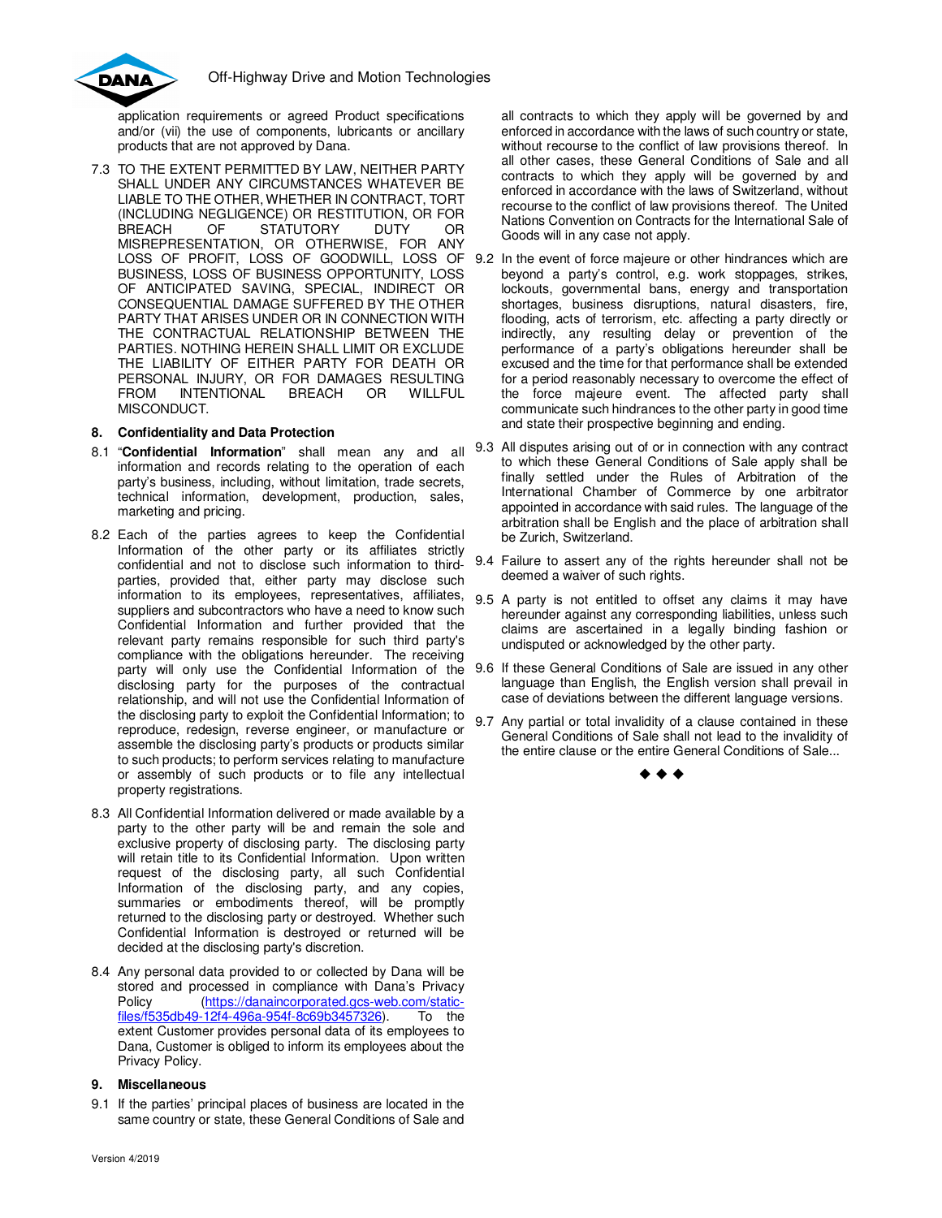application requirements or agreed Product specifications and/or (vii) the use of components, lubricants or ancillary products that are not approved by Dana.

7.3 TO THE EXTENT PERMITTED BY LAW, NEITHER PARTY SHALL UNDER ANY CIRCUMSTANCES WHATEVER BE LIABLE TO THE OTHER, WHETHER IN CONTRACT, TORT (INCLUDING NEGLIGENCE) OR RESTITUTION, OR FOR BREACH OF STATUTORY DUTY OR MISREPRESENTATION, OR OTHERWISE, FOR ANY LOSS OF PROFIT, LOSS OF GOODWILL, LOSS OF BUSINESS, LOSS OF BUSINESS OPPORTUNITY, LOSS OF ANTICIPATED SAVING, SPECIAL, INDIRECT OR CONSEQUENTIAL DAMAGE SUFFERED BY THE OTHER PARTY THAT ARISES UNDER OR IN CONNECTION WITH THE CONTRACTUAL RELATIONSHIP BETWEEN THE PARTIES. NOTHING HEREIN SHALL LIMIT OR EXCLUDE THE LIABILITY OF EITHER PARTY FOR DEATH OR PERSONAL INJURY, OR FOR DAMAGES RESULTING FROM INTENTIONAL BREACH OR WILLFUL MISCONDUCT.

**8. Confidentiality and Data Protection**

8.1 "**Confidential Information**" shall mean any and all information and records relating to the operation of each party's business, including, without limitation, trade secrets, technical information, development, production, sales, marketing and pricing.

8.2 Each of the parties agrees to keep the Confidential Information of the other party or its affiliates strictly confidential and not to disclose such information to third-parties, provided that, either party may disclose such information to its employees, representatives, affiliates, suppliers and subcontractors who have a need to know such Confidential Information and further provided that the relevant party remains responsible for such third party's compliance with the obligations hereunder. The receiving party will only use the Confidential Information of the disclosing party for the purposes of the contractual relationship, and will not use the Confidential Information of the disclosing party to exploit the Confidential Information; to reproduce, redesign, reverse engineer, or manufacture or assemble the disclosing party's products or products similar to such products; to perform services relating to manufacture or assembly of such products or to file any intellectual property registrations.

8.3 All Confidential Information delivered or made available by a party to the other party will be and remain the sole and exclusive property of disclosing party. The disclosing party will retain title to its Confidential Information. Upon written request of the disclosing party, all such Confidential Information of the disclosing party, and any copies, summaries or embodiments thereof, will be promptly returned to the disclosing party or destroyed. Whether such Confidential Information is destroyed or returned will be decided at the disclosing party's discretion.

8.4 Any personal data provided to or collected by Dana will be stored and processed in compliance with Dana's Privacy Policy (https://danaincorporated.gcs-web.com/static-files/f535db49-12f4-496a-954f-8c69b3457326). To the extent Customer provides personal data of its employees to Dana, Customer is obliged to inform its employees about the Privacy Policy.

**9. Miscellaneous**

9.1 If the parties' principal places of business are located in the same country or state, these General Conditions of Sale and all contracts to which they apply will be governed by and enforced in accordance with the laws of such country or state, without recourse to the conflict of law provisions thereof. In all other cases, these General Conditions of Sale and all contracts to which they apply will be governed by and enforced in accordance with the laws of Switzerland, without recourse to the conflict of law provisions thereof. The United Nations Convention on Contracts for the International Sale of Goods will in any case not apply.

9.2 In the event of force majeure or other hindrances which are beyond a party's control, e.g. work stoppages, strikes, lockouts, governmental bans, energy and transportation shortages, business disruptions, natural disasters, fire, flooding, acts of terrorism, etc. affecting a party directly or indirectly, any resulting delay or prevention of the performance of a party's obligations hereunder shall be excused and the time for that performance shall be extended for a period reasonably necessary to overcome the effect of the force majeure event. The affected party shall communicate such hindrances to the other party in good time and state their prospective beginning and ending.

9.3 All disputes arising out of or in connection with any contract to which these General Conditions of Sale apply shall be finally settled under the Rules of Arbitration of the International Chamber of Commerce by one arbitrator appointed in accordance with said rules. The language of the arbitration shall be English and the place of arbitration shall be Zurich, Switzerland.

9.4 Failure to assert any of the rights hereunder shall not be deemed a waiver of such rights.

9.5 A party is not entitled to offset any claims it may have hereunder against any corresponding liabilities, unless such claims are ascertained in a legally binding fashion or undisputed or acknowledged by the other party.

9.6 If these General Conditions of Sale are issued in any other language than English, the English version shall prevail in case of deviations between the different language versions.

9.7 Any partial or total invalidity of a clause contained in these General Conditions of Sale shall not lead to the invalidity of the entire clause or the entire General Conditions of Sale...

◆ ◆ ◆